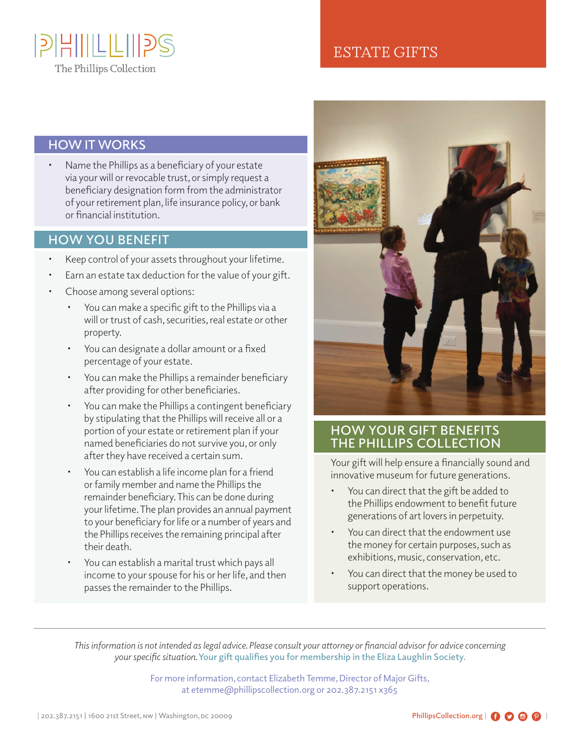PHILLIPS

The Phillips Collection

# ESTATE GIFTS

## HOW IT WORKS

- Name the Phillips as a beneficiary of your estate via your will or revocable trust, or simply request a beneficiary designation form from the administrator of your retirement plan, life insurance policy, or bank or financial institution.

## HOW YOU BENEFIT

- Keep control of your assets throughout your lifetime.
- Earn an estate tax deduction for the value of your gift.
- Choose among several options:
  - You can make a specific gift to the Phillips via a will or trust of cash, securities, real estate or other property.
  - You can designate a dollar amount or a fixed percentage of your estate.
  - You can make the Phillips a remainder beneficiary after providing for other beneficiaries.
  - You can make the Phillips a contingent beneficiary by stipulating that the Phillips will receive all or a portion of your estate or retirement plan if your named beneficiaries do not survive you, or only after they have received a certain sum.
  - You can establish a life income plan for a friend or family member and name the Phillips the remainder beneficiary. This can be done during your lifetime. The plan provides an annual payment to your beneficiary for life or a number of years and the Phillips receives the remaining principal after their death.
  - You can establish a marital trust which pays all income to your spouse for his or her life, and then passes the remainder to the Phillips.

## HOW YOUR GIFT BENEFITS THE PHILLIPS COLLECTION

Your gift will help ensure a financially sound and innovative museum for future generations.

- You can direct that the gift be added to the Phillips endowment to benefit future generations of art lovers in perpetuity.
- You can direct that the endowment use the money for certain purposes, such as exhibitions, music, conservation, etc.
- You can direct that the money be used to support operations.

---

*This information is not intended as legal advice. Please consult your attorney or financial advisor for advice concerning your specific situation.* Your gift qualifies you for membership in the Eliza Laughlin Society.

For more information, contact Elizabeth Temme, Director of Major Gifts, at etemme@phillipscollection.org or 202.387.2151 x365

| 202.387.2151 | 1600 21st Street, NW | Washington, DC 20009

PhillipsCollection.org |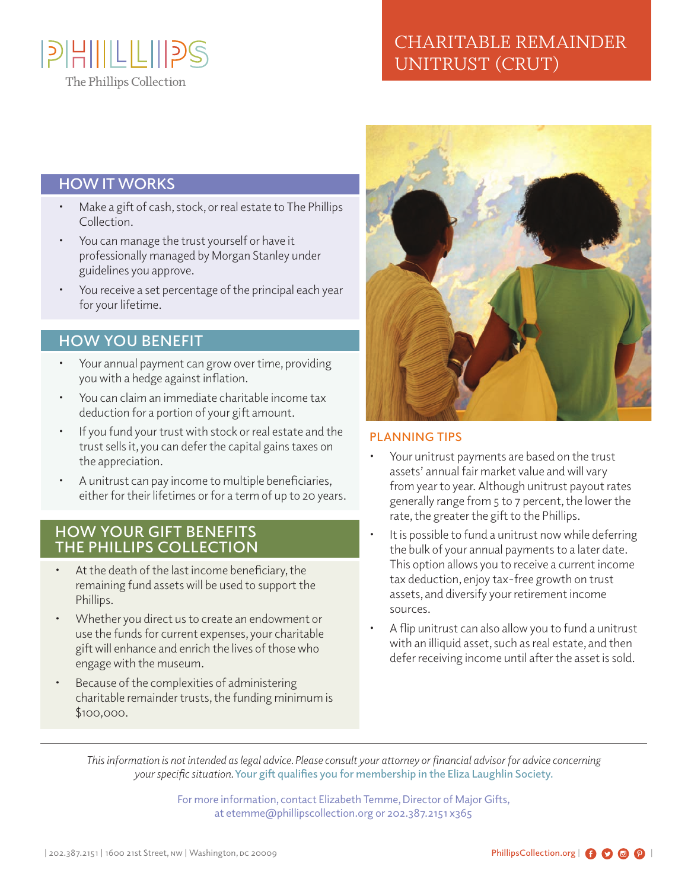# CHARITABLE REMAINDER UNITRUST (CRUT)

## HOW IT WORKS

- Make a gift of cash, stock, or real estate to The Phillips Collection.
- You can manage the trust yourself or have it professionally managed by Morgan Stanley under guidelines you approve.
- You receive a set percentage of the principal each year for your lifetime.

## HOW YOU BENEFIT

- Your annual payment can grow over time, providing you with a hedge against inflation.
- You can claim an immediate charitable income tax deduction for a portion of your gift amount.
- If you fund your trust with stock or real estate and the trust sells it, you can defer the capital gains taxes on the appreciation.
- A unitrust can pay income to multiple beneficiaries, either for their lifetimes or for a term of up to 20 years.

## HOW YOUR GIFT BENEFITS THE PHILLIPS COLLECTION

- At the death of the last income beneficiary, the remaining fund assets will be used to support the Phillips.
- Whether you direct us to create an endowment or use the funds for current expenses, your charitable gift will enhance and enrich the lives of those who engage with the museum.
- Because of the complexities of administering charitable remainder trusts, the funding minimum is $100,000.

## PLANNING TIPS

- Your unitrust payments are based on the trust assets' annual fair market value and will vary from year to year. Although unitrust payout rates generally range from 5 to 7 percent, the lower the rate, the greater the gift to the Phillips.
- It is possible to fund a unitrust now while deferring the bulk of your annual payments to a later date. This option allows you to receive a current income tax deduction, enjoy tax-free growth on trust assets, and diversify your retirement income sources.
- A flip unitrust can also allow you to fund a unitrust with an illiquid asset, such as real estate, and then defer receiving income until after the asset is sold.

*This information is not intended as legal advice. Please consult your attorney or financial advisor for advice concerning your specific situation.* Your gift qualifies you for membership in the Eliza Laughlin Society.

For more information, contact Elizabeth Temme, Director of Major Gifts, at etemme@phillipscollection.org or 202.387.2151 x365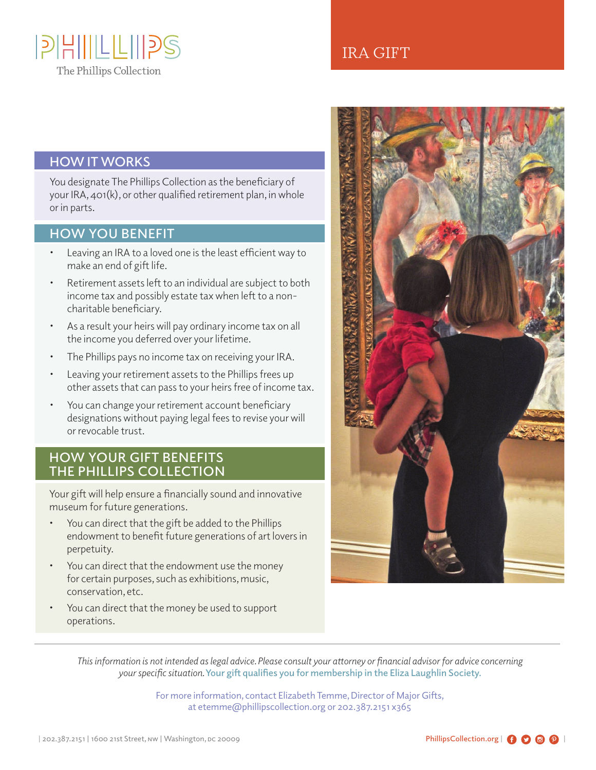PHILLIPS

The Phillips Collection

# IRA GIFT

## HOW IT WORKS

You designate The Phillips Collection as the beneficiary of your IRA, 401(k), or other qualified retirement plan, in whole or in parts.

## HOW YOU BENEFIT

- Leaving an IRA to a loved one is the least efficient way to make an end of gift life.
- Retirement assets left to an individual are subject to both income tax and possibly estate tax when left to a non-charitable beneficiary.
- As a result your heirs will pay ordinary income tax on all the income you deferred over your lifetime.
- The Phillips pays no income tax on receiving your IRA.
- Leaving your retirement assets to the Phillips frees up other assets that can pass to your heirs free of income tax.
- You can change your retirement account beneficiary designations without paying legal fees to revise your will or revocable trust.

## HOW YOUR GIFT BENEFITS THE PHILLIPS COLLECTION

Your gift will help ensure a financially sound and innovative museum for future generations.

- You can direct that the gift be added to the Phillips endowment to benefit future generations of art lovers in perpetuity.
- You can direct that the endowment use the money for certain purposes, such as exhibitions, music, conservation, etc.
- You can direct that the money be used to support operations.

*This information is not intended as legal advice. Please consult your attorney or financial advisor for advice concerning your specific situation.* Your gift qualifies you for membership in the Eliza Laughlin Society.

For more information, contact Elizabeth Temme, Director of Major Gifts, at etemme@phillipscollection.org or 202.387.2151 x365

| 202.387.2151 | 1600 21st Street, NW | Washington, DC 20009

PhillipsCollection.org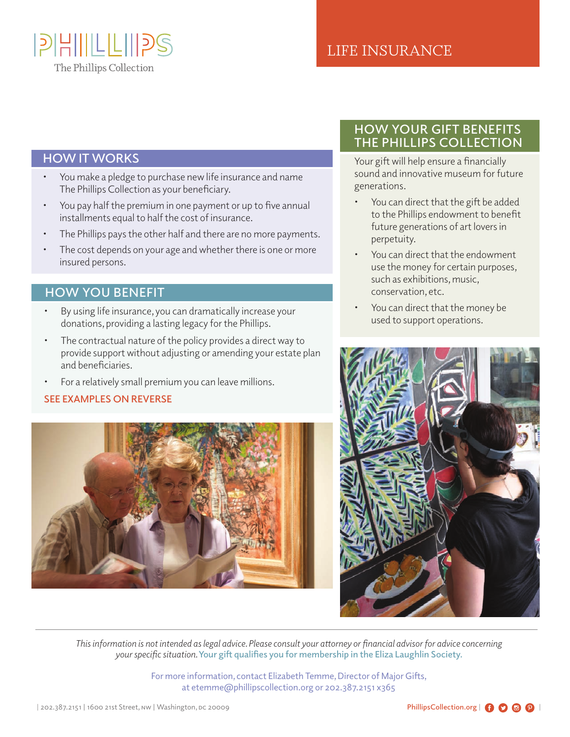# LIFE INSURANCE

The Phillips Collection

## HOW IT WORKS

- You make a pledge to purchase new life insurance and name The Phillips Collection as your beneficiary.
- You pay half the premium in one payment or up to five annual installments equal to half the cost of insurance.
- The Phillips pays the other half and there are no more payments.
- The cost depends on your age and whether there is one or more insured persons.

## HOW YOU BENEFIT

- By using life insurance, you can dramatically increase your donations, providing a lasting legacy for the Phillips.
- The contractual nature of the policy provides a direct way to provide support without adjusting or amending your estate plan and beneficiaries.
- For a relatively small premium you can leave millions.

SEE EXAMPLES ON REVERSE

## HOW YOUR GIFT BENEFITS THE PHILLIPS COLLECTION

Your gift will help ensure a financially sound and innovative museum for future generations.

- You can direct that the gift be added to the Phillips endowment to benefit future generations of art lovers in perpetuity.
- You can direct that the endowment use the money for certain purposes, such as exhibitions, music, conservation, etc.
- You can direct that the money be used to support operations.

*This information is not intended as legal advice. Please consult your attorney or financial advisor for advice concerning your specific situation.* Your gift qualifies you for membership in the Eliza Laughlin Society.

For more information, contact Elizabeth Temme, Director of Major Gifts, at etemme@phillipscollection.org or 202.387.2151 x365

| 202.387.2151 | 1600 21st Street, NW | Washington, DC 20009

PhillipsCollection.org |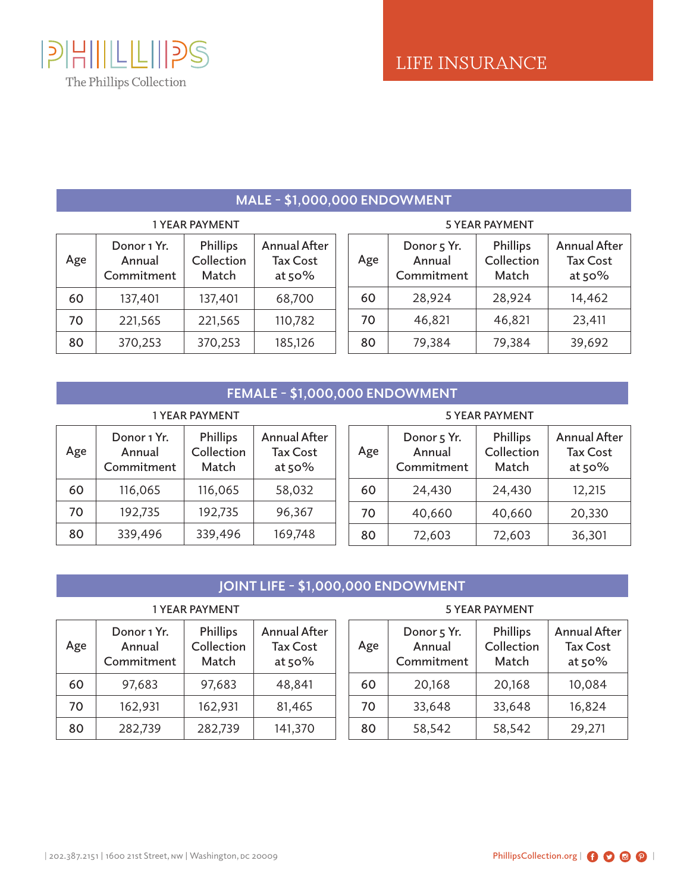The Phillips Collection

# LIFE INSURANCE

## MALE - $1,000,000 ENDOWMENT

**1 YEAR PAYMENT**

| Age | Donor 1 Yr. Annual Commitment | Phillips Collection Match | Annual After Tax Cost at 50% |
|---|---|---|---|
| 60 | 137,401 | 137,401 | 68,700 |
| 70 | 221,565 | 221,565 | 110,782 |
| 80 | 370,253 | 370,253 | 185,126 |

**5 YEAR PAYMENT**

| Age | Donor 5 Yr. Annual Commitment | Phillips Collection Match | Annual After Tax Cost at 50% |
|---|---|---|---|
| 60 | 28,924 | 28,924 | 14,462 |
| 70 | 46,821 | 46,821 | 23,411 |
| 80 | 79,384 | 79,384 | 39,692 |

## FEMALE - $1,000,000 ENDOWMENT

**1 YEAR PAYMENT**

| Age | Donor 1 Yr. Annual Commitment | Phillips Collection Match | Annual After Tax Cost at 50% |
|---|---|---|---|
| 60 | 116,065 | 116,065 | 58,032 |
| 70 | 192,735 | 192,735 | 96,367 |
| 80 | 339,496 | 339,496 | 169,748 |

**5 YEAR PAYMENT**

| Age | Donor 5 Yr. Annual Commitment | Phillips Collection Match | Annual After Tax Cost at 50% |
|---|---|---|---|
| 60 | 24,430 | 24,430 | 12,215 |
| 70 | 40,660 | 40,660 | 20,330 |
| 80 | 72,603 | 72,603 | 36,301 |

## JOINT LIFE - $1,000,000 ENDOWMENT

**1 YEAR PAYMENT**

| Age | Donor 1 Yr. Annual Commitment | Phillips Collection Match | Annual After Tax Cost at 50% |
|---|---|---|---|
| 60 | 97,683 | 97,683 | 48,841 |
| 70 | 162,931 | 162,931 | 81,465 |
| 80 | 282,739 | 282,739 | 141,370 |

**5 YEAR PAYMENT**

| Age | Donor 5 Yr. Annual Commitment | Phillips Collection Match | Annual After Tax Cost at 50% |
|---|---|---|---|
| 60 | 20,168 | 20,168 | 10,084 |
| 70 | 33,648 | 33,648 | 16,824 |
| 80 | 58,542 | 58,542 | 29,271 |

| 202.387.2151 | 1600 21st Street, NW | Washington, DC 20009

PhillipsCollection.org |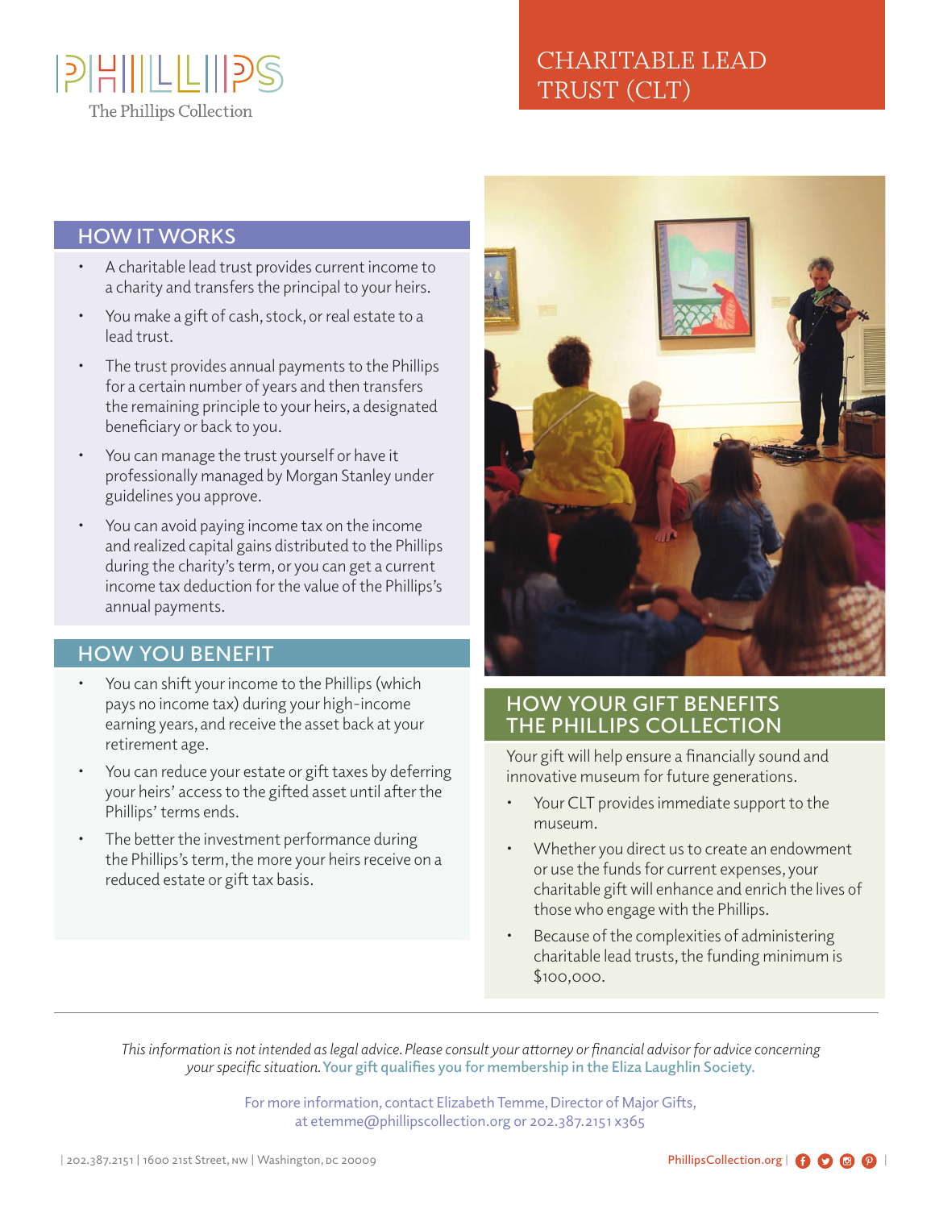PHILLIPS
The Phillips Collection

# CHARITABLE LEAD TRUST (CLT)

## HOW IT WORKS

- A charitable lead trust provides current income to a charity and transfers the principal to your heirs.
- You make a gift of cash, stock, or real estate to a lead trust.
- The trust provides annual payments to the Phillips for a certain number of years and then transfers the remaining principle to your heirs, a designated beneficiary or back to you.
- You can manage the trust yourself or have it professionally managed by Morgan Stanley under guidelines you approve.
- You can avoid paying income tax on the income and realized capital gains distributed to the Phillips during the charity's term, or you can get a current income tax deduction for the value of the Phillips's annual payments.

## HOW YOU BENEFIT

- You can shift your income to the Phillips (which pays no income tax) during your high-income earning years, and receive the asset back at your retirement age.
- You can reduce your estate or gift taxes by deferring your heirs' access to the gifted asset until after the Phillips' terms ends.
- The better the investment performance during the Phillips's term, the more your heirs receive on a reduced estate or gift tax basis.

## HOW YOUR GIFT BENEFITS THE PHILLIPS COLLECTION

Your gift will help ensure a financially sound and innovative museum for future generations.

- Your CLT provides immediate support to the museum.
- Whether you direct us to create an endowment or use the funds for current expenses, your charitable gift will enhance and enrich the lives of those who engage with the Phillips.
- Because of the complexities of administering charitable lead trusts, the funding minimum is $100,000.

*This information is not intended as legal advice. Please consult your attorney or financial advisor for advice concerning your specific situation.* Your gift qualifies you for membership in the Eliza Laughlin Society.

For more information, contact Elizabeth Temme, Director of Major Gifts, at etemme@phillipscollection.org or 202.387.2151 x365

| 202.387.2151 | 1600 21st Street, NW | Washington, DC 20009

PhillipsCollection.org |